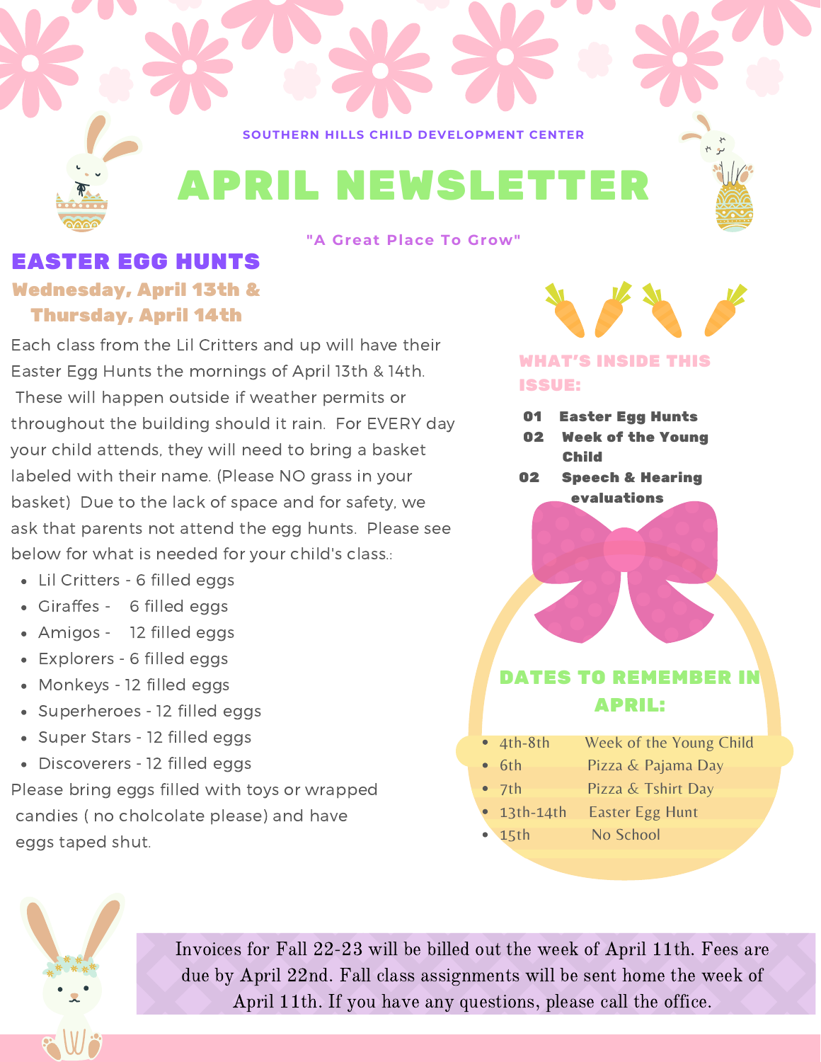SOUTHERN HILLS CHILD DEVELOPMENT CENTER

# APRIL NEWSLETTER

"A Great Place To Grow"

## EASTER EGG HUNTS

### Wednesday, April 13th & Thursday, April 14th

Each class from the Lil Critters and up will have their Easter Egg Hunts the mornings of April 13th & 14th. These will happen outside if weather permits or throughout the building should it rain. For EVERY day your child attends, they will need to bring a basket labeled with their name. (Please NO grass in your basket) Due to the lack of space and for safety, we ask that parents not attend the egg hunts. Please see below for what is needed for your child's class.:

- Lil Critters - 6 filled eggs
- Giraffes - 6 filled eggs
- Amigos - 12 filled eggs
- Explorers - 6 filled eggs
- Monkeys - 12 filled eggs
- Superheroes - 12 filled eggs
- Super Stars - 12 filled eggs
- Discoverers - 12 filled eggs

Please bring eggs filled with toys or wrapped candies ( no cholcolate please) and have eggs taped shut.

## WHAT'S INSIDE THIS ISSUE:

**01** Easter Egg Hunts
**02** Week of the Young Child
**02** Speech & Hearing evaluations

## DATES TO REMEMBER IN APRIL:

- 4th-8th Week of the Young Child
- 6th Pizza & Pajama Day
- 7th Pizza & Tshirt Day
- 13th-14th Easter Egg Hunt
- 15th No School

Invoices for Fall 22-23 will be billed out the week of April 11th. Fees are due by April 22nd. Fall class assignments will be sent home the week of April 11th. If you have any questions, please call the office.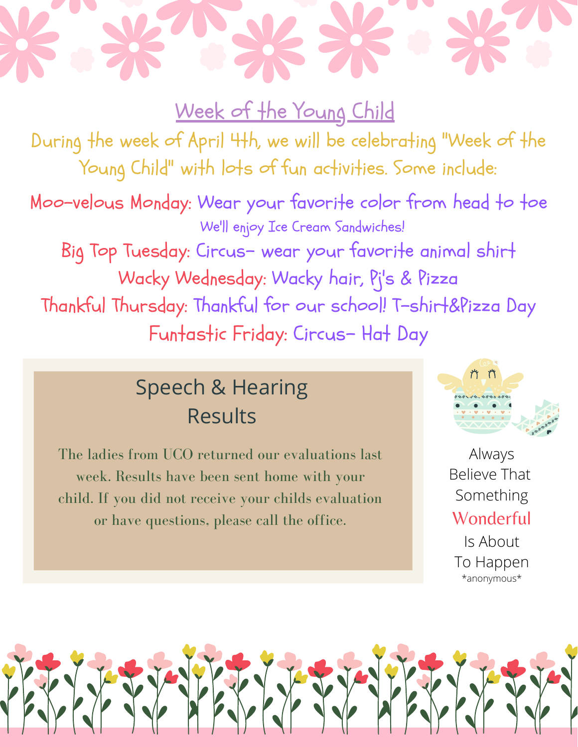## Week of the Young Child

During the week of April 4th, we will be celebrating "Week of the Young Child" with lots of fun activities. Some include:

**Moo-velous Monday:** Wear your favorite color from head to toe

We'll enjoy Ice Cream Sandwiches!

**Big Top Tuesday:** Circus- wear your favorite animal shirt

**Wacky Wednesday:** Wacky hair, Pj's & Pizza

**Thankful Thursday:** Thankful for our school! T-shirt&Pizza Day

**Funtastic Friday:** Circus- Hat Day

## Speech & Hearing Results

The ladies from UCO returned our evaluations last week. Results have been sent home with your child. If you did not receive your childs evaluation or have questions, please call the office.

Always Believe That Something **Wonderful** Is About To Happen

*anonymous*